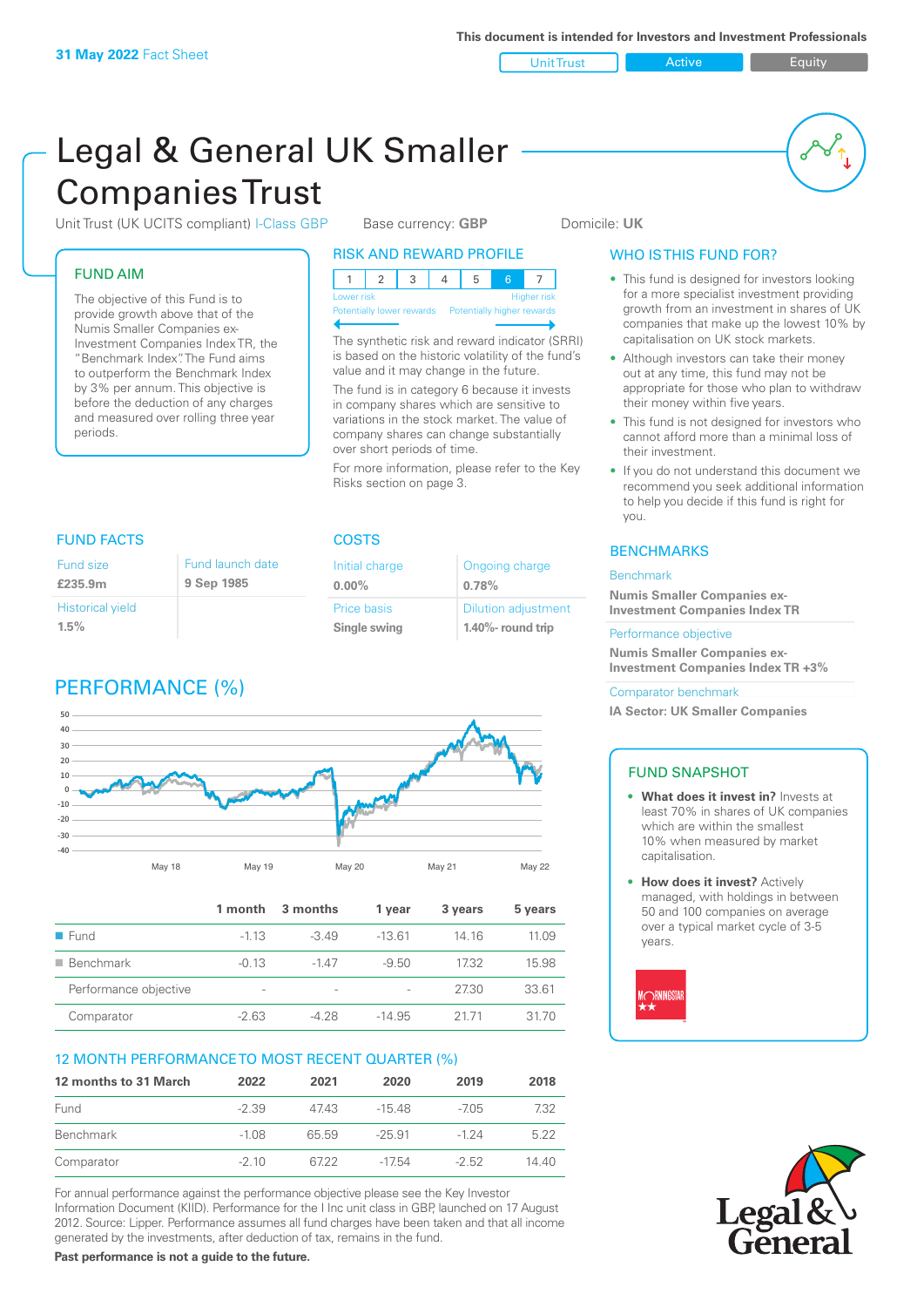**31 May 2022** Fact Sheet

This document is intended for Investors and Investment Professionals

Unit Trust | Active | Equity

# Legal & General UK Smaller Companies Trust

Unit Trust (UK UCITS compliant) I-Class GBP    Base currency: **GBP**    Domicile: **UK**

## FUND AIM

The objective of this Fund is to provide growth above that of the Numis Smaller Companies ex-Investment Companies Index TR, the "Benchmark Index". The Fund aims to outperform the Benchmark Index by 3% per annum. This objective is before the deduction of any charges and measured over rolling three year periods.

## RISK AND REWARD PROFILE

| 1 | 2 | 3 | 4 | 5 | **6** | 7 |
|---|---|---|---|---|---|---|

Lower risk — Potentially lower rewards; Higher risk — Potentially higher rewards

The synthetic risk and reward indicator (SRRI) is based on the historic volatility of the fund's value and it may change in the future.

The fund is in category 6 because it invests in company shares which are sensitive to variations in the stock market. The value of company shares can change substantially over short periods of time.

For more information, please refer to the Key Risks section on page 3.

## WHO IS THIS FUND FOR?

- This fund is designed for investors looking for a more specialist investment providing growth from an investment in shares of UK companies that make up the lowest 10% by capitalisation on UK stock markets.
- Although investors can take their money out at any time, this fund may not be appropriate for those who plan to withdraw their money within five years.
- This fund is not designed for investors who cannot afford more than a minimal loss of their investment.
- If you do not understand this document we recommend you seek additional information to help you decide if this fund is right for you.

## FUND FACTS

| Fund size | Fund launch date |
|---|---|
| **£235.9m** | **9 Sep 1985** |
| Historical yield | |
| **1.5%** | |

## COSTS

| Initial charge | Ongoing charge |
|---|---|
| **0.00%** | **0.78%** |
| Price basis | Dilution adjustment |
| **Single swing** | **1.40%- round trip** |

## BENCHMARKS

Benchmark
**Numis Smaller Companies ex-Investment Companies Index TR**

Performance objective
**Numis Smaller Companies ex-Investment Companies Index TR +3%**

Comparator benchmark
**IA Sector: UK Smaller Companies**

## PERFORMANCE (%)

| | 1 month | 3 months | 1 year | 3 years | 5 years |
|---|---|---|---|---|---|
| Fund | -1.13 | -3.49 | -13.61 | 14.16 | 11.09 |
| Benchmark | -0.13 | -1.47 | -9.50 | 17.32 | 15.98 |
| Performance objective | - | - | - | 27.30 | 33.61 |
| Comparator | -2.63 | -4.28 | -14.95 | 21.71 | 31.70 |

## FUND SNAPSHOT

- **What does it invest in?** Invests at least 70% in shares of UK companies which are within the smallest 10% when measured by market capitalisation.
- **How does it invest?** Actively managed, with holdings in between 50 and 100 companies on average over a typical market cycle of 3-5 years.

## 12 MONTH PERFORMANCE TO MOST RECENT QUARTER (%)

| 12 months to 31 March | 2022 | 2021 | 2020 | 2019 | 2018 |
|---|---|---|---|---|---|
| Fund | -2.39 | 47.43 | -15.48 | -7.05 | 7.32 |
| Benchmark | -1.08 | 65.59 | -25.91 | -1.24 | 5.22 |
| Comparator | -2.10 | 67.22 | -17.54 | -2.52 | 14.40 |

For annual performance against the performance objective please see the Key Investor Information Document (KIID). Performance for the I Inc unit class in GBP, launched on 17 August 2012. Source: Lipper. Performance assumes all fund charges have been taken and that all income generated by the investments, after deduction of tax, remains in the fund.

**Past performance is not a guide to the future.**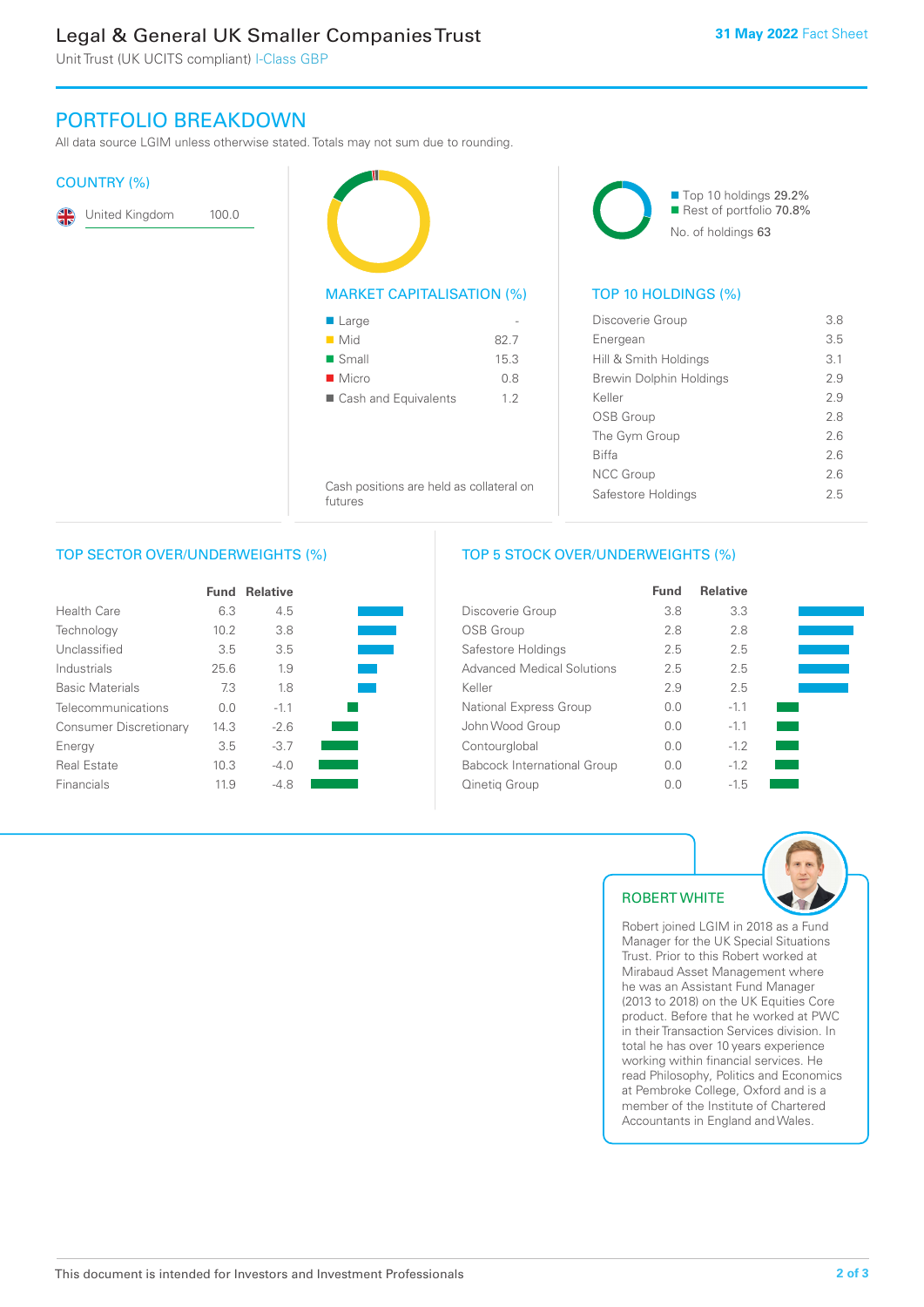# PORTFOLIO BREAKDOWN

All data source LGIM unless otherwise stated. Totals may not sum due to rounding.

## COUNTRY (%)

| Country | % |
|---|---|
| United Kingdom | 100.0 |

## MARKET CAPITALISATION (%)

| | % |
|---|---|
| Large | - |
| Mid | 82.7 |
| Small | 15.3 |
| Micro | 0.8 |
| Cash and Equivalents | 1.2 |

Cash positions are held as collateral on futures

## TOP 10 HOLDINGS (%)

- Top 10 holdings 29.2%
- Rest of portfolio 70.8%

No. of holdings 63

| Holding | % |
|---|---|
| Discoverie Group | 3.8 |
| Energean | 3.5 |
| Hill & Smith Holdings | 3.1 |
| Brewin Dolphin Holdings | 2.9 |
| Keller | 2.9 |
| OSB Group | 2.8 |
| The Gym Group | 2.6 |
| Biffa | 2.6 |
| NCC Group | 2.6 |
| Safestore Holdings | 2.5 |

## TOP SECTOR OVER/UNDERWEIGHTS (%)

| | Fund | Relative |
|---|---|---|
| Health Care | 6.3 | 4.5 |
| Technology | 10.2 | 3.8 |
| Unclassified | 3.5 | 3.5 |
| Industrials | 25.6 | 1.9 |
| Basic Materials | 7.3 | 1.8 |
| Telecommunications | 0.0 | -1.1 |
| Consumer Discretionary | 14.3 | -2.6 |
| Energy | 3.5 | -3.7 |
| Real Estate | 10.3 | -4.0 |
| Financials | 11.9 | -4.8 |

## TOP 5 STOCK OVER/UNDERWEIGHTS (%)

| | Fund | Relative |
|---|---|---|
| Discoverie Group | 3.8 | 3.3 |
| OSB Group | 2.8 | 2.8 |
| Safestore Holdings | 2.5 | 2.5 |
| Advanced Medical Solutions | 2.5 | 2.5 |
| Keller | 2.9 | 2.5 |
| National Express Group | 0.0 | -1.1 |
| John Wood Group | 0.0 | -1.1 |
| Contourglobal | 0.0 | -1.2 |
| Babcock International Group | 0.0 | -1.2 |
| Qinetiq Group | 0.0 | -1.5 |

## ROBERT WHITE

Robert joined LGIM in 2018 as a Fund Manager for the UK Special Situations Trust. Prior to this Robert worked at Mirabaud Asset Management where he was an Assistant Fund Manager (2013 to 2018) on the UK Equities Core product. Before that he worked at PWC in their Transaction Services division. In total he has over 10 years experience working within financial services. He read Philosophy, Politics and Economics at Pembroke College, Oxford and is a member of the Institute of Chartered Accountants in England and Wales.

This document is intended for Investors and Investment Professionals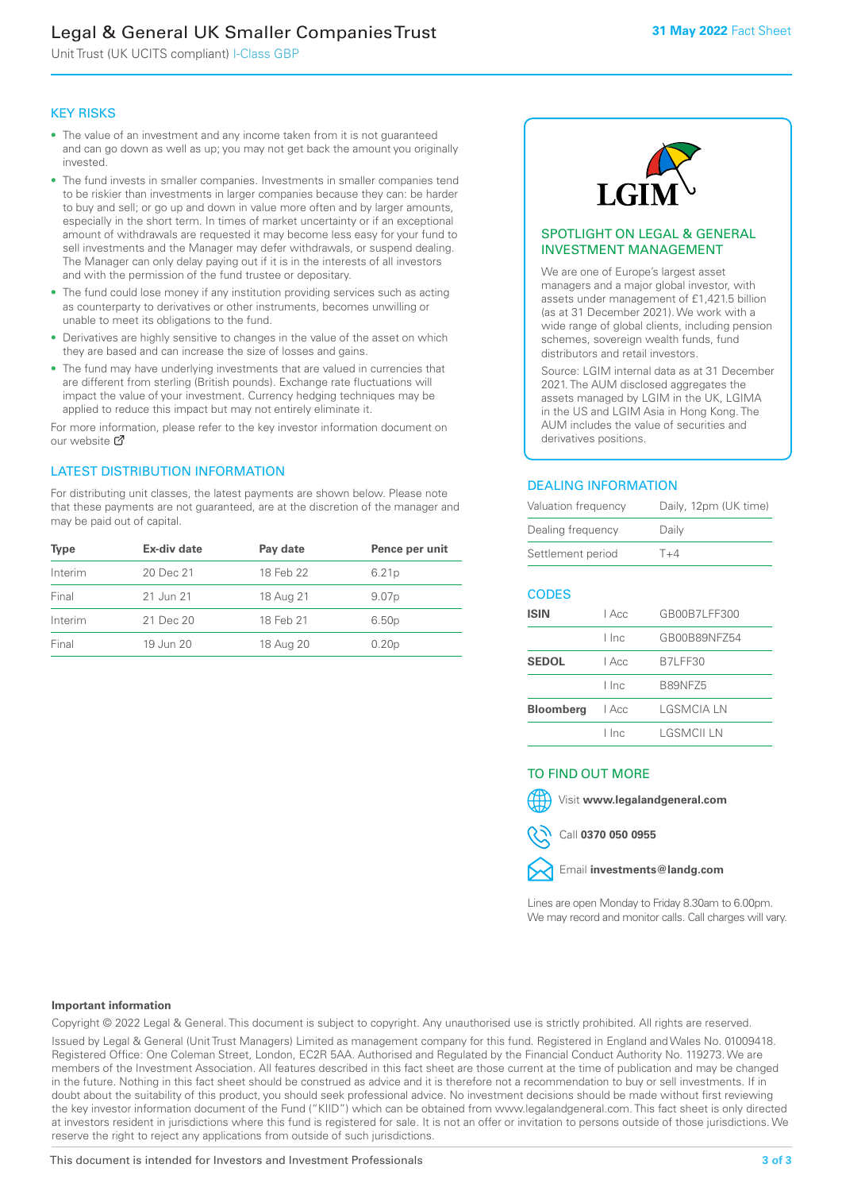# Legal & General UK Smaller Companies Trust

Unit Trust (UK UCITS compliant) I-Class GBP

**31 May 2022** Fact Sheet

## KEY RISKS

- The value of an investment and any income taken from it is not guaranteed and can go down as well as up; you may not get back the amount you originally invested.
- The fund invests in smaller companies. Investments in smaller companies tend to be riskier than investments in larger companies because they can: be harder to buy and sell; or go up and down in value more often and by larger amounts, especially in the short term. In times of market uncertainty or if an exceptional amount of withdrawals are requested it may become less easy for your fund to sell investments and the Manager may defer withdrawals, or suspend dealing. The Manager can only delay paying out if it is in the interests of all investors and with the permission of the fund trustee or depositary.
- The fund could lose money if any institution providing services such as acting as counterparty to derivatives or other instruments, becomes unwilling or unable to meet its obligations to the fund.
- Derivatives are highly sensitive to changes in the value of the asset on which they are based and can increase the size of losses and gains.
- The fund may have underlying investments that are valued in currencies that are different from sterling (British pounds). Exchange rate fluctuations will impact the value of your investment. Currency hedging techniques may be applied to reduce this impact but may not entirely eliminate it.

For more information, please refer to the key investor information document on our website

## LATEST DISTRIBUTION INFORMATION

For distributing unit classes, the latest payments are shown below. Please note that these payments are not guaranteed, are at the discretion of the manager and may be paid out of capital.

| Type | Ex-div date | Pay date | Pence per unit |
|---|---|---|---|
| Interim | 20 Dec 21 | 18 Feb 22 | 6.21p |
| Final | 21 Jun 21 | 18 Aug 21 | 9.07p |
| Interim | 21 Dec 20 | 18 Feb 21 | 6.50p |
| Final | 19 Jun 20 | 18 Aug 20 | 0.20p |

## SPOTLIGHT ON LEGAL & GENERAL INVESTMENT MANAGEMENT

We are one of Europe's largest asset managers and a major global investor, with assets under management of £1,421.5 billion (as at 31 December 2021). We work with a wide range of global clients, including pension schemes, sovereign wealth funds, fund distributors and retail investors.

Source: LGIM internal data as at 31 December 2021. The AUM disclosed aggregates the assets managed by LGIM in the UK, LGIMA in the US and LGIM Asia in Hong Kong. The AUM includes the value of securities and derivatives positions.

## DEALING INFORMATION

| | |
|---|---|
| Valuation frequency | Daily, 12pm (UK time) |
| Dealing frequency | Daily |
| Settlement period | T+4 |

## CODES

| | | |
|---|---|---|
| **ISIN** | I Acc | GB00B7LFF300 |
| | I Inc | GB00B89NFZ54 |
| **SEDOL** | I Acc | B7LFF30 |
| | I Inc | B89NFZ5 |
| **Bloomberg** | I Acc | LGSMCIA LN |
| | I Inc | LGSMCII LN |

## TO FIND OUT MORE

Visit **www.legalandgeneral.com**

Call **0370 050 0955**

Email **investments@landg.com**

Lines are open Monday to Friday 8.30am to 6.00pm. We may record and monitor calls. Call charges will vary.

**Important information**

Copyright © 2022 Legal & General. This document is subject to copyright. Any unauthorised use is strictly prohibited. All rights are reserved.

Issued by Legal & General (Unit Trust Managers) Limited as management company for this fund. Registered in England and Wales No. 01009418. Registered Office: One Coleman Street, London, EC2R 5AA. Authorised and Regulated by the Financial Conduct Authority No. 119273. We are members of the Investment Association. All features described in this fact sheet are those current at the time of publication and may be changed in the future. Nothing in this fact sheet should be construed as advice and it is therefore not a recommendation to buy or sell investments. If in doubt about the suitability of this product, you should seek professional advice. No investment decisions should be made without first reviewing the key investor information document of the Fund ("KIID") which can be obtained from www.legalandgeneral.com. This fact sheet is only directed at investors resident in jurisdictions where this fund is registered for sale. It is not an offer or invitation to persons outside of those jurisdictions. We reserve the right to reject any applications from outside of such jurisdictions.

This document is intended for Investors and Investment Professionals